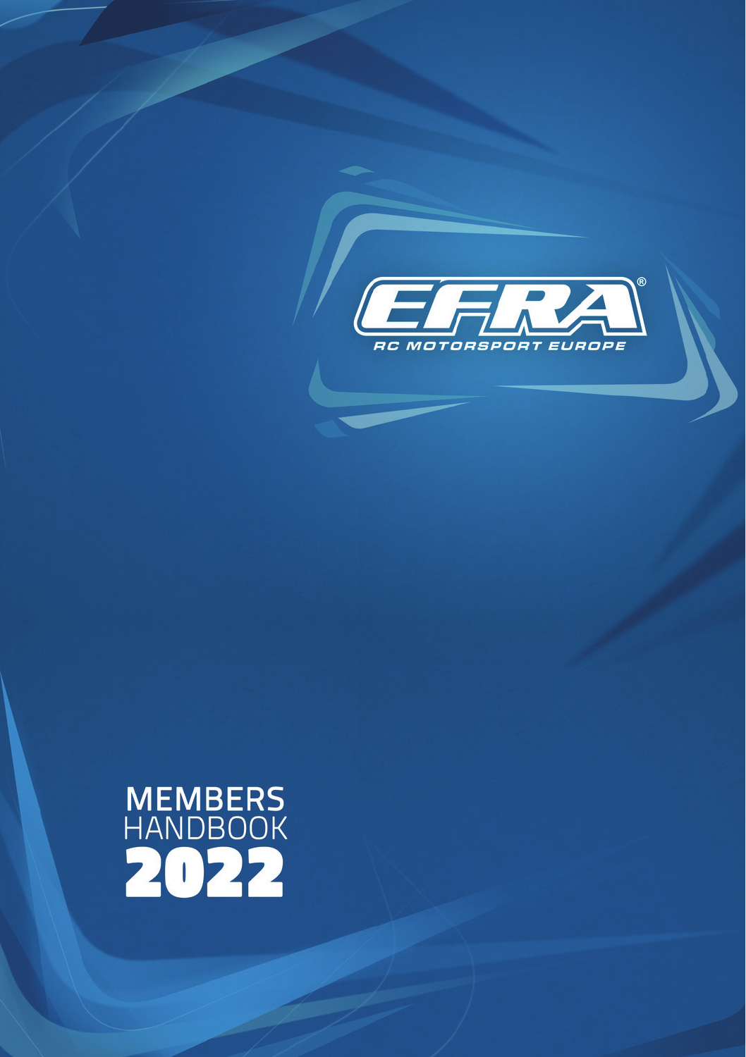EFRA®

RC MOTORSPORT EUROPE

# MEMBERS HANDBOOK 2022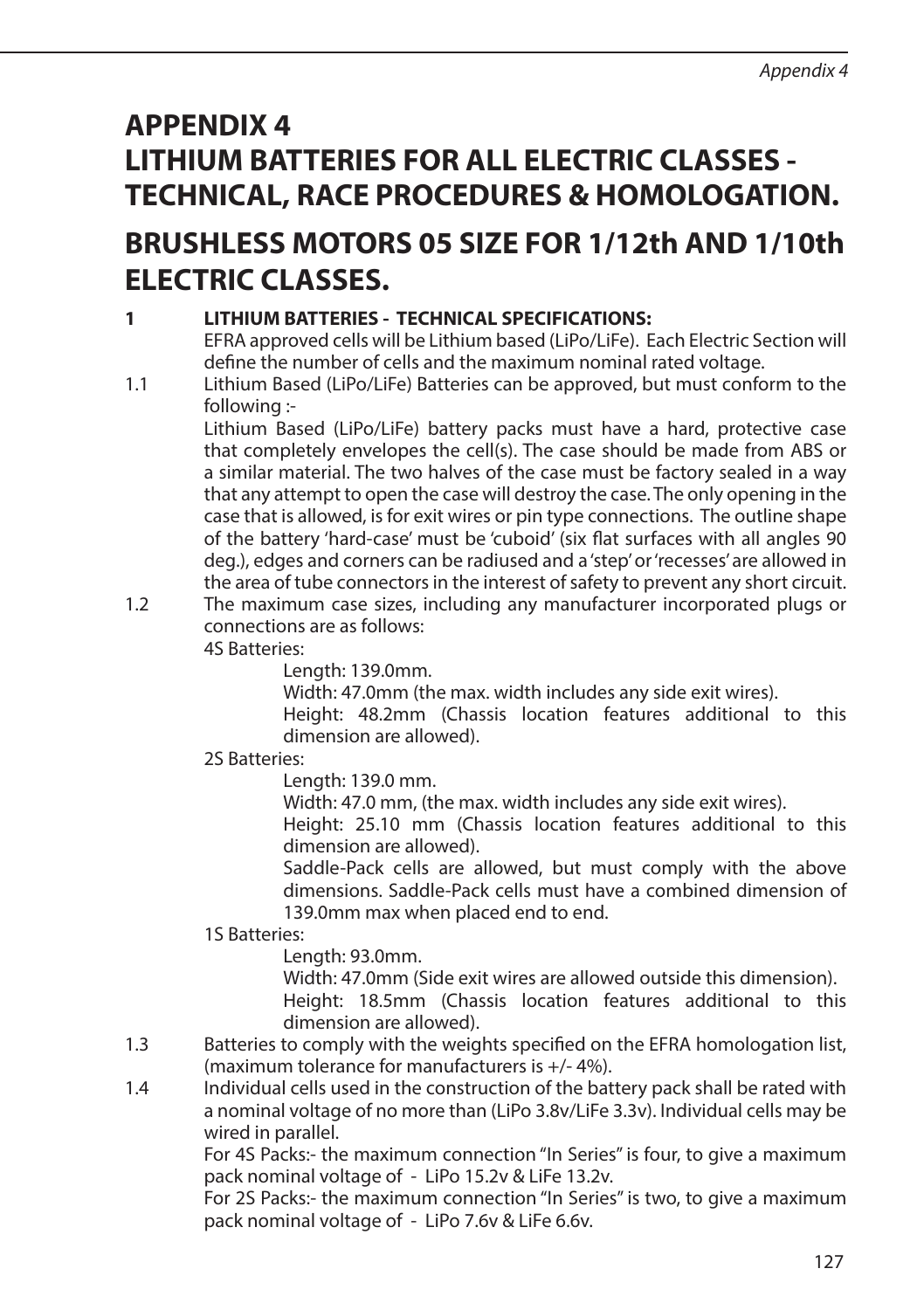# APPENDIX 4
# LITHIUM BATTERIES FOR ALL ELECTRIC CLASSES - TECHNICAL, RACE PROCEDURES & HOMOLOGATION.

# BRUSHLESS MOTORS 05 SIZE FOR 1/12th AND 1/10th ELECTRIC CLASSES.

**1 LITHIUM BATTERIES - TECHNICAL SPECIFICATIONS:**

EFRA approved cells will be Lithium based (LiPo/LiFe). Each Electric Section will define the number of cells and the maximum nominal rated voltage.

1.1 Lithium Based (LiPo/LiFe) Batteries can be approved, but must conform to the following :-

Lithium Based (LiPo/LiFe) battery packs must have a hard, protective case that completely envelopes the cell(s). The case should be made from ABS or a similar material. The two halves of the case must be factory sealed in a way that any attempt to open the case will destroy the case. The only opening in the case that is allowed, is for exit wires or pin type connections. The outline shape of the battery 'hard-case' must be 'cuboid' (six flat surfaces with all angles 90 deg.), edges and corners can be radiused and a 'step' or 'recesses' are allowed in the area of tube connectors in the interest of safety to prevent any short circuit.

1.2 The maximum case sizes, including any manufacturer incorporated plugs or connections are as follows:

4S Batteries:

- Length: 139.0mm.
- Width: 47.0mm (the max. width includes any side exit wires).
- Height: 48.2mm (Chassis location features additional to this dimension are allowed).

2S Batteries:

- Length: 139.0 mm.
- Width: 47.0 mm, (the max. width includes any side exit wires).
- Height: 25.10 mm (Chassis location features additional to this dimension are allowed).
- Saddle-Pack cells are allowed, but must comply with the above dimensions. Saddle-Pack cells must have a combined dimension of 139.0mm max when placed end to end.

1S Batteries:

- Length: 93.0mm.
- Width: 47.0mm (Side exit wires are allowed outside this dimension).
- Height: 18.5mm (Chassis location features additional to this dimension are allowed).

1.3 Batteries to comply with the weights specified on the EFRA homologation list, (maximum tolerance for manufacturers is +/- 4%).

1.4 Individual cells used in the construction of the battery pack shall be rated with a nominal voltage of no more than (LiPo 3.8v/LiFe 3.3v). Individual cells may be wired in parallel.

For 4S Packs:- the maximum connection "In Series" is four, to give a maximum pack nominal voltage of - LiPo 15.2v & LiFe 13.2v.

For 2S Packs:- the maximum connection "In Series" is two, to give a maximum pack nominal voltage of - LiPo 7.6v & LiFe 6.6v.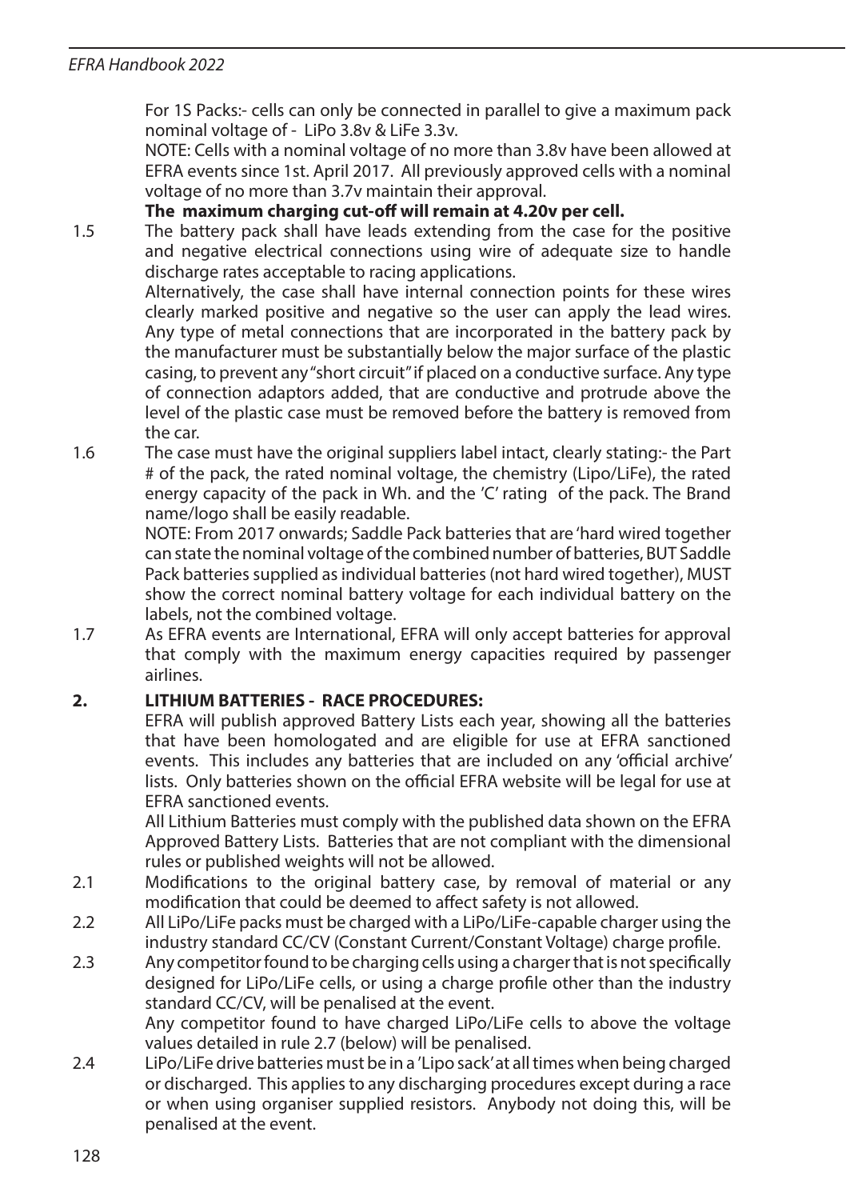For 1S Packs:- cells can only be connected in parallel to give a maximum pack nominal voltage of - LiPo 3.8v & LiFe 3.3v.

NOTE: Cells with a nominal voltage of no more than 3.8v have been allowed at EFRA events since 1st. April 2017. All previously approved cells with a nominal voltage of no more than 3.7v maintain their approval.

**The maximum charging cut-off will remain at 4.20v per cell.**

1.5 The battery pack shall have leads extending from the case for the positive and negative electrical connections using wire of adequate size to handle discharge rates acceptable to racing applications.

Alternatively, the case shall have internal connection points for these wires clearly marked positive and negative so the user can apply the lead wires. Any type of metal connections that are incorporated in the battery pack by the manufacturer must be substantially below the major surface of the plastic casing, to prevent any "short circuit" if placed on a conductive surface. Any type of connection adaptors added, that are conductive and protrude above the level of the plastic case must be removed before the battery is removed from the car.

1.6 The case must have the original suppliers label intact, clearly stating:- the Part # of the pack, the rated nominal voltage, the chemistry (Lipo/LiFe), the rated energy capacity of the pack in Wh. and the 'C' rating of the pack. The Brand name/logo shall be easily readable.

NOTE: From 2017 onwards; Saddle Pack batteries that are 'hard wired together can state the nominal voltage of the combined number of batteries, BUT Saddle Pack batteries supplied as individual batteries (not hard wired together), MUST show the correct nominal battery voltage for each individual battery on the labels, not the combined voltage.

1.7 As EFRA events are International, EFRA will only accept batteries for approval that comply with the maximum energy capacities required by passenger airlines.

## 2. LITHIUM BATTERIES - RACE PROCEDURES:

EFRA will publish approved Battery Lists each year, showing all the batteries that have been homologated and are eligible for use at EFRA sanctioned events. This includes any batteries that are included on any 'official archive' lists. Only batteries shown on the official EFRA website will be legal for use at EFRA sanctioned events.

All Lithium Batteries must comply with the published data shown on the EFRA Approved Battery Lists. Batteries that are not compliant with the dimensional rules or published weights will not be allowed.

2.1 Modifications to the original battery case, by removal of material or any modification that could be deemed to affect safety is not allowed.

2.2 All LiPo/LiFe packs must be charged with a LiPo/LiFe-capable charger using the industry standard CC/CV (Constant Current/Constant Voltage) charge profile.

2.3 Any competitor found to be charging cells using a charger that is not specifically designed for LiPo/LiFe cells, or using a charge profile other than the industry standard CC/CV, will be penalised at the event.

Any competitor found to have charged LiPo/LiFe cells to above the voltage values detailed in rule 2.7 (below) will be penalised.

2.4 LiPo/LiFe drive batteries must be in a 'Lipo sack' at all times when being charged or discharged. This applies to any discharging procedures except during a race or when using organiser supplied resistors. Anybody not doing this, will be penalised at the event.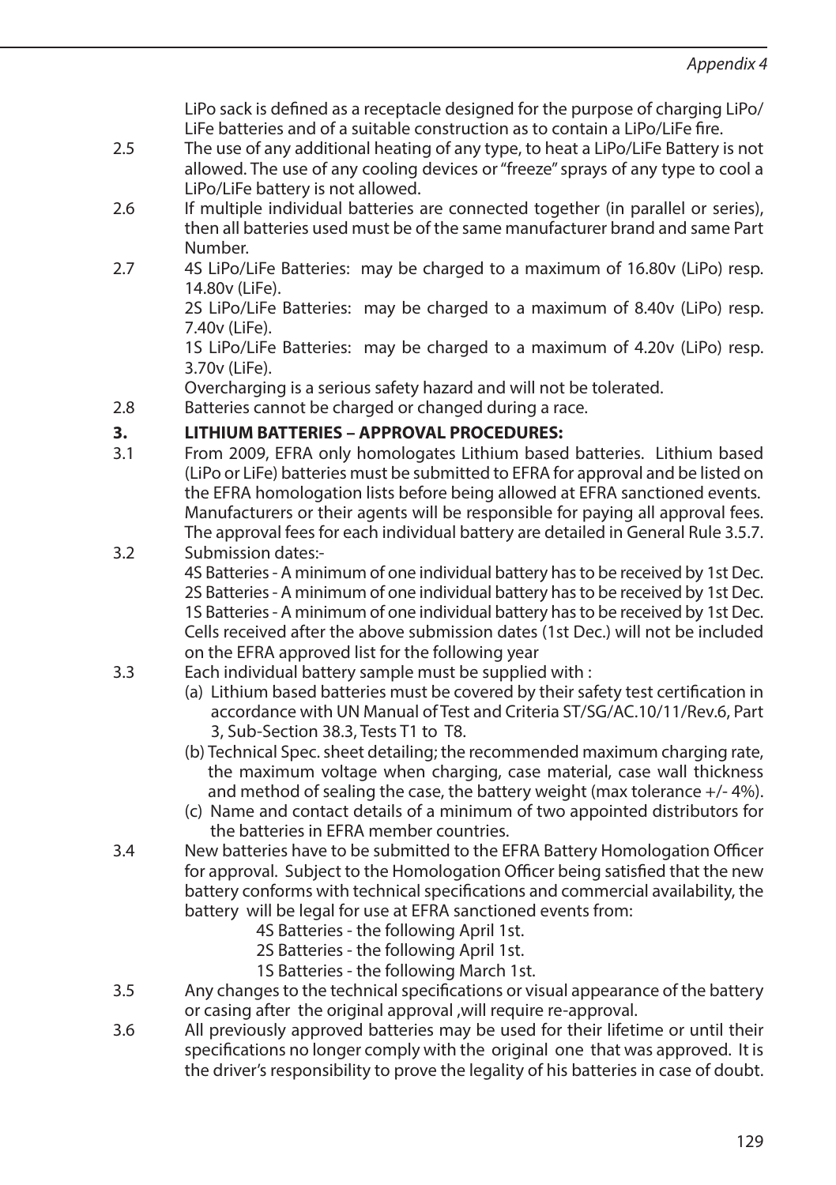LiPo sack is defined as a receptacle designed for the purpose of charging LiPo/LiFe batteries and of a suitable construction as to contain a LiPo/LiFe fire.

2.5 The use of any additional heating of any type, to heat a LiPo/LiFe Battery is not allowed. The use of any cooling devices or "freeze" sprays of any type to cool a LiPo/LiFe battery is not allowed.

2.6 If multiple individual batteries are connected together (in parallel or series), then all batteries used must be of the same manufacturer brand and same Part Number.

2.7 4S LiPo/LiFe Batteries: may be charged to a maximum of 16.80v (LiPo) resp. 14.80v (LiFe).
2S LiPo/LiFe Batteries: may be charged to a maximum of 8.40v (LiPo) resp. 7.40v (LiFe).
1S LiPo/LiFe Batteries: may be charged to a maximum of 4.20v (LiPo) resp. 3.70v (LiFe).
Overcharging is a serious safety hazard and will not be tolerated.

2.8 Batteries cannot be charged or changed during a race.

## 3. LITHIUM BATTERIES – APPROVAL PROCEDURES:

3.1 From 2009, EFRA only homologates Lithium based batteries. Lithium based (LiPo or LiFe) batteries must be submitted to EFRA for approval and be listed on the EFRA homologation lists before being allowed at EFRA sanctioned events. Manufacturers or their agents will be responsible for paying all approval fees. The approval fees for each individual battery are detailed in General Rule 3.5.7.

3.2 Submission dates:-
4S Batteries - A minimum of one individual battery has to be received by 1st Dec.
2S Batteries - A minimum of one individual battery has to be received by 1st Dec.
1S Batteries - A minimum of one individual battery has to be received by 1st Dec.
Cells received after the above submission dates (1st Dec.) will not be included on the EFRA approved list for the following year

3.3 Each individual battery sample must be supplied with :
(a) Lithium based batteries must be covered by their safety test certification in accordance with UN Manual of Test and Criteria ST/SG/AC.10/11/Rev.6, Part 3, Sub-Section 38.3, Tests T1 to T8.
(b) Technical Spec. sheet detailing; the recommended maximum charging rate, the maximum voltage when charging, case material, case wall thickness and method of sealing the case, the battery weight (max tolerance +/- 4%).
(c) Name and contact details of a minimum of two appointed distributors for the batteries in EFRA member countries.

3.4 New batteries have to be submitted to the EFRA Battery Homologation Officer for approval. Subject to the Homologation Officer being satisfied that the new battery conforms with technical specifications and commercial availability, the battery will be legal for use at EFRA sanctioned events from:
4S Batteries - the following April 1st.
2S Batteries - the following April 1st.
1S Batteries - the following March 1st.

3.5 Any changes to the technical specifications or visual appearance of the battery or casing after the original approval ,will require re-approval.

3.6 All previously approved batteries may be used for their lifetime or until their specifications no longer comply with the original one that was approved. It is the driver's responsibility to prove the legality of his batteries in case of doubt.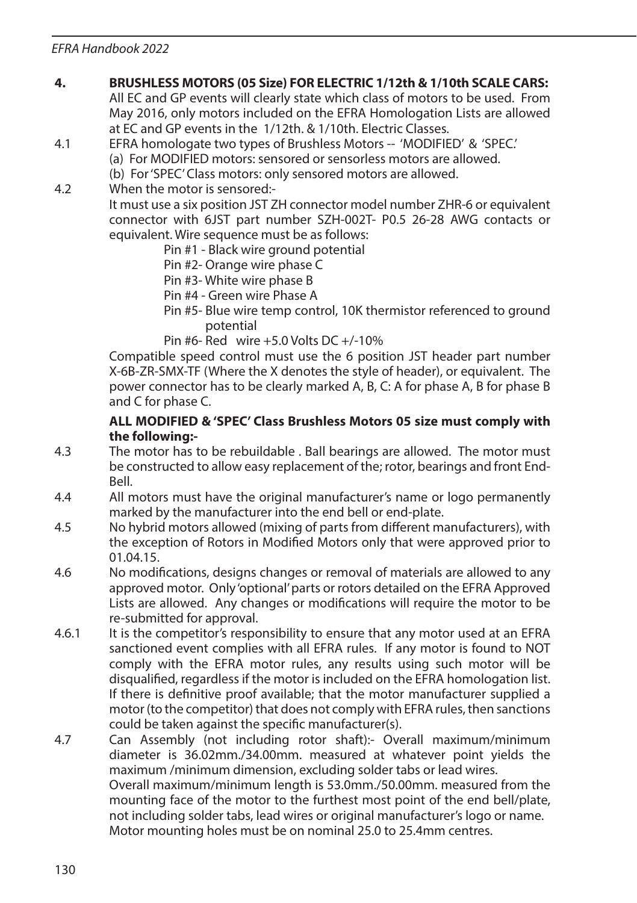**4. BRUSHLESS MOTORS (05 Size) FOR ELECTRIC 1/12th & 1/10th SCALE CARS:**

All EC and GP events will clearly state which class of motors to be used. From May 2016, only motors included on the EFRA Homologation Lists are allowed at EC and GP events in the 1/12th. & 1/10th. Electric Classes.

4.1 EFRA homologate two types of Brushless Motors -- 'MODIFIED' & 'SPEC.'
(a) For MODIFIED motors: sensored or sensorless motors are allowed.
(b) For 'SPEC' Class motors: only sensored motors are allowed.

4.2 When the motor is sensored:-
It must use a six position JST ZH connector model number ZHR-6 or equivalent connector with 6JST part number SZH-002T- P0.5 26-28 AWG contacts or equivalent. Wire sequence must be as follows:

- Pin #1 - Black wire ground potential
- Pin #2- Orange wire phase C
- Pin #3- White wire phase B
- Pin #4 - Green wire Phase A
- Pin #5- Blue wire temp control, 10K thermistor referenced to ground potential
- Pin #6- Red wire +5.0 Volts DC +/-10%

Compatible speed control must use the 6 position JST header part number X-6B-ZR-SMX-TF (Where the X denotes the style of header), or equivalent. The power connector has to be clearly marked A, B, C: A for phase A, B for phase B and C for phase C.

**ALL MODIFIED & 'SPEC' Class Brushless Motors 05 size must comply with the following:-**

4.3 The motor has to be rebuildable . Ball bearings are allowed. The motor must be constructed to allow easy replacement of the; rotor, bearings and front End-Bell.

4.4 All motors must have the original manufacturer's name or logo permanently marked by the manufacturer into the end bell or end-plate.

4.5 No hybrid motors allowed (mixing of parts from different manufacturers), with the exception of Rotors in Modified Motors only that were approved prior to 01.04.15.

4.6 No modifications, designs changes or removal of materials are allowed to any approved motor. Only 'optional' parts or rotors detailed on the EFRA Approved Lists are allowed. Any changes or modifications will require the motor to be re-submitted for approval.

4.6.1 It is the competitor's responsibility to ensure that any motor used at an EFRA sanctioned event complies with all EFRA rules. If any motor is found to NOT comply with the EFRA motor rules, any results using such motor will be disqualified, regardless if the motor is included on the EFRA homologation list. If there is definitive proof available; that the motor manufacturer supplied a motor (to the competitor) that does not comply with EFRA rules, then sanctions could be taken against the specific manufacturer(s).

4.7 Can Assembly (not including rotor shaft):- Overall maximum/minimum diameter is 36.02mm./34.00mm. measured at whatever point yields the maximum /minimum dimension, excluding solder tabs or lead wires.
Overall maximum/minimum length is 53.0mm./50.00mm. measured from the mounting face of the motor to the furthest most point of the end bell/plate, not including solder tabs, lead wires or original manufacturer's logo or name.
Motor mounting holes must be on nominal 25.0 to 25.4mm centres.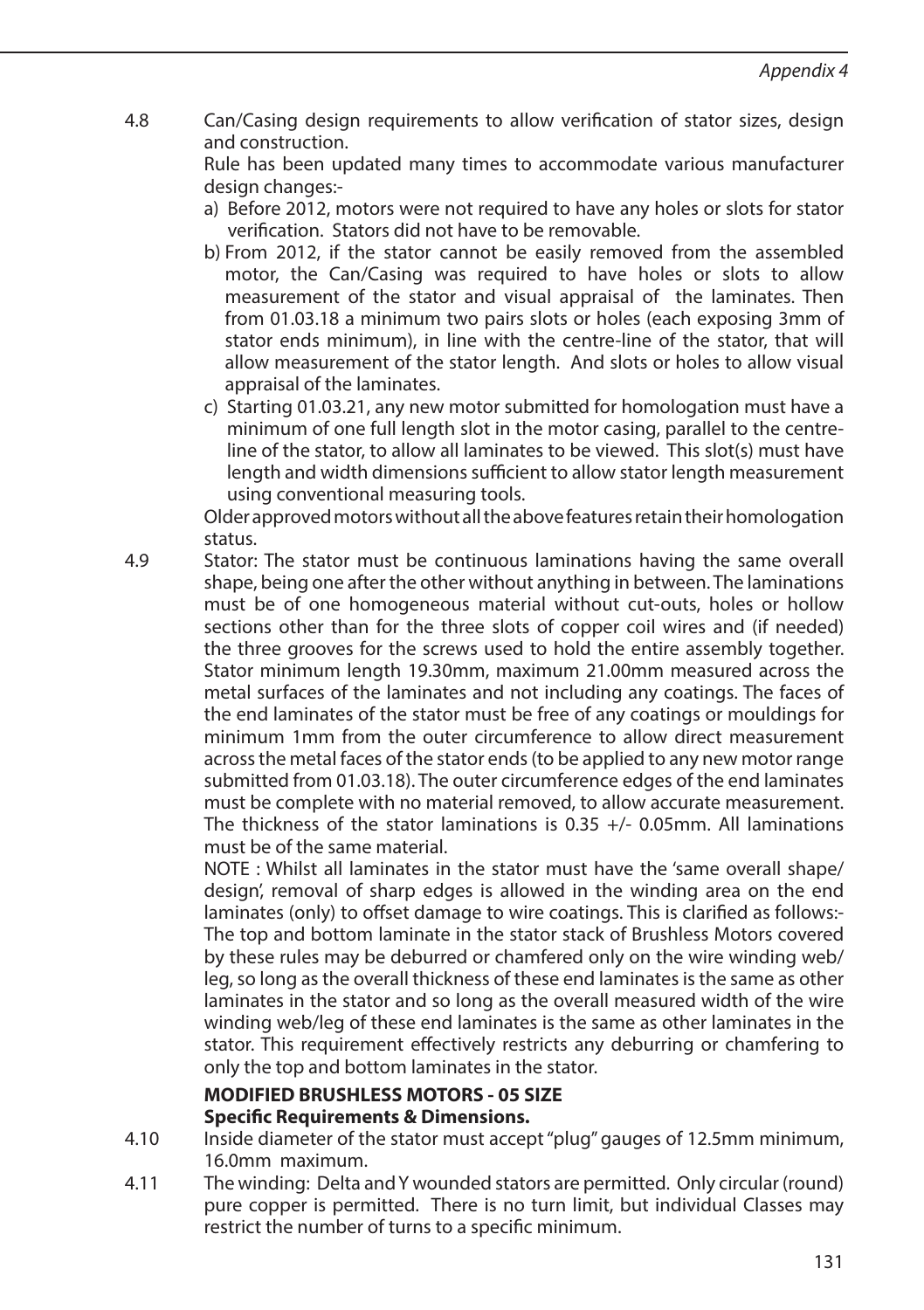4.8 Can/Casing design requirements to allow verification of stator sizes, design and construction.

Rule has been updated many times to accommodate various manufacturer design changes:-

a) Before 2012, motors were not required to have any holes or slots for stator verification. Stators did not have to be removable.
b) From 2012, if the stator cannot be easily removed from the assembled motor, the Can/Casing was required to have holes or slots to allow measurement of the stator and visual appraisal of the laminates. Then from 01.03.18 a minimum two pairs slots or holes (each exposing 3mm of stator ends minimum), in line with the centre-line of the stator, that will allow measurement of the stator length. And slots or holes to allow visual appraisal of the laminates.
c) Starting 01.03.21, any new motor submitted for homologation must have a minimum of one full length slot in the motor casing, parallel to the centre-line of the stator, to allow all laminates to be viewed. This slot(s) must have length and width dimensions sufficient to allow stator length measurement using conventional measuring tools.

Older approved motors without all the above features retain their homologation status.

4.9 Stator: The stator must be continuous laminations having the same overall shape, being one after the other without anything in between. The laminations must be of one homogeneous material without cut-outs, holes or hollow sections other than for the three slots of copper coil wires and (if needed) the three grooves for the screws used to hold the entire assembly together. Stator minimum length 19.30mm, maximum 21.00mm measured across the metal surfaces of the laminates and not including any coatings. The faces of the end laminates of the stator must be free of any coatings or mouldings for minimum 1mm from the outer circumference to allow direct measurement across the metal faces of the stator ends (to be applied to any new motor range submitted from 01.03.18). The outer circumference edges of the end laminates must be complete with no material removed, to allow accurate measurement. The thickness of the stator laminations is 0.35 +/- 0.05mm. All laminations must be of the same material.

NOTE : Whilst all laminates in the stator must have the 'same overall shape/ design', removal of sharp edges is allowed in the winding area on the end laminates (only) to offset damage to wire coatings. This is clarified as follows:- The top and bottom laminate in the stator stack of Brushless Motors covered by these rules may be deburred or chamfered only on the wire winding web/ leg, so long as the overall thickness of these end laminates is the same as other laminates in the stator and so long as the overall measured width of the wire winding web/leg of these end laminates is the same as other laminates in the stator. This requirement effectively restricts any deburring or chamfering to only the top and bottom laminates in the stator.

**MODIFIED BRUSHLESS MOTORS - 05 SIZE**
**Specific Requirements & Dimensions.**

4.10 Inside diameter of the stator must accept "plug" gauges of 12.5mm minimum, 16.0mm maximum.

4.11 The winding: Delta and Y wounded stators are permitted. Only circular (round) pure copper is permitted. There is no turn limit, but individual Classes may restrict the number of turns to a specific minimum.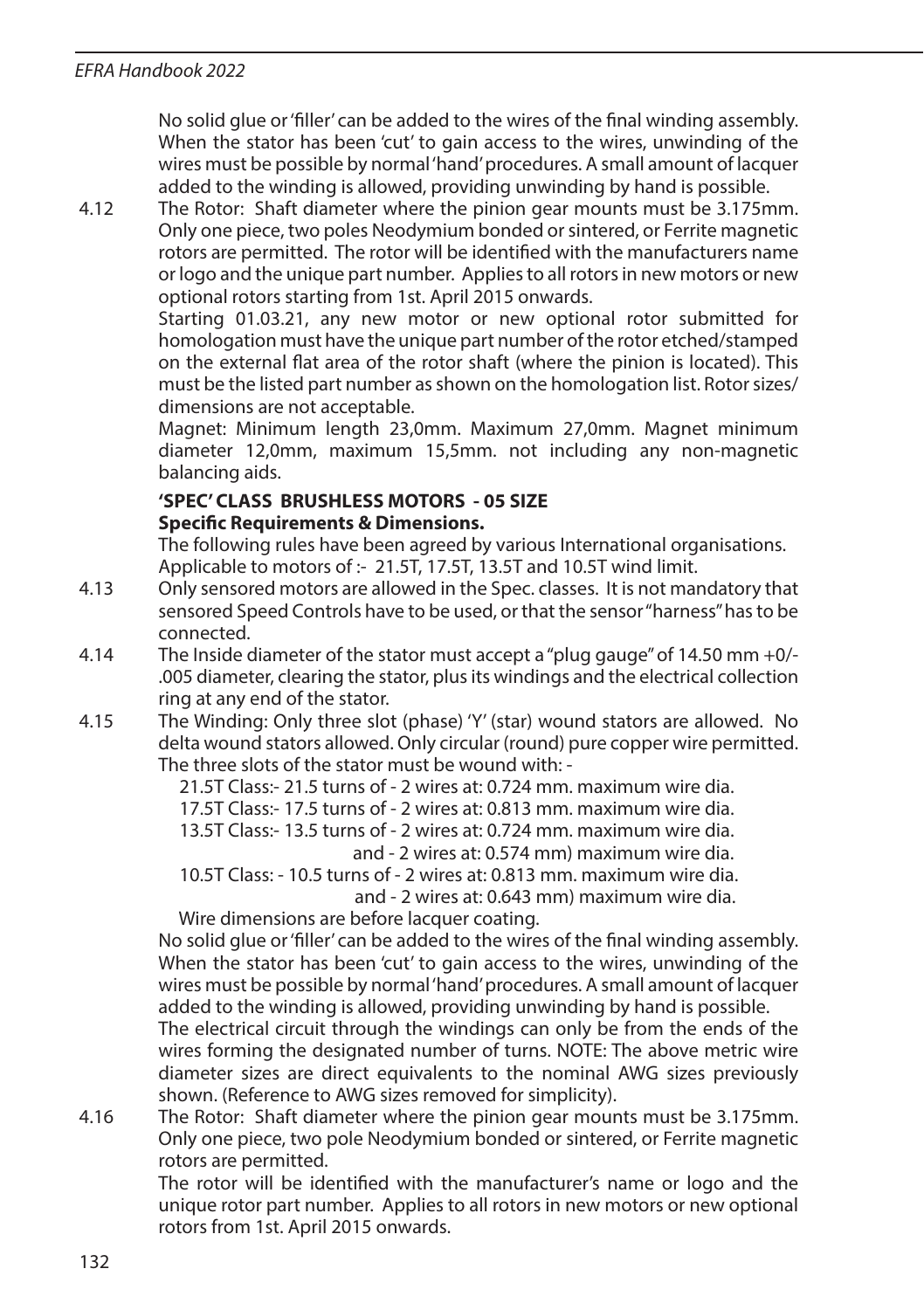No solid glue or 'filler' can be added to the wires of the final winding assembly. When the stator has been 'cut' to gain access to the wires, unwinding of the wires must be possible by normal 'hand' procedures. A small amount of lacquer added to the winding is allowed, providing unwinding by hand is possible.

4.12 The Rotor: Shaft diameter where the pinion gear mounts must be 3.175mm. Only one piece, two poles Neodymium bonded or sintered, or Ferrite magnetic rotors are permitted. The rotor will be identified with the manufacturers name or logo and the unique part number. Applies to all rotors in new motors or new optional rotors starting from 1st. April 2015 onwards.

Starting 01.03.21, any new motor or new optional rotor submitted for homologation must have the unique part number of the rotor etched/stamped on the external flat area of the rotor shaft (where the pinion is located). This must be the listed part number as shown on the homologation list. Rotor sizes/ dimensions are not acceptable.

Magnet: Minimum length 23,0mm. Maximum 27,0mm. Magnet minimum diameter 12,0mm, maximum 15,5mm. not including any non-magnetic balancing aids.

**'SPEC' CLASS BRUSHLESS MOTORS - 05 SIZE**
**Specific Requirements & Dimensions.**

The following rules have been agreed by various International organisations.
Applicable to motors of :- 21.5T, 17.5T, 13.5T and 10.5T wind limit.

4.13 Only sensored motors are allowed in the Spec. classes. It is not mandatory that sensored Speed Controls have to be used, or that the sensor "harness" has to be connected.

4.14 The Inside diameter of the stator must accept a "plug gauge" of 14.50 mm +0/- .005 diameter, clearing the stator, plus its windings and the electrical collection ring at any end of the stator.

4.15 The Winding: Only three slot (phase) 'Y' (star) wound stators are allowed. No delta wound stators allowed. Only circular (round) pure copper wire permitted. The three slots of the stator must be wound with: -

21.5T Class:- 21.5 turns of - 2 wires at: 0.724 mm. maximum wire dia.
17.5T Class:- 17.5 turns of - 2 wires at: 0.813 mm. maximum wire dia.
13.5T Class:- 13.5 turns of - 2 wires at: 0.724 mm. maximum wire dia.
and - 2 wires at: 0.574 mm) maximum wire dia.
10.5T Class: - 10.5 turns of - 2 wires at: 0.813 mm. maximum wire dia.
and - 2 wires at: 0.643 mm) maximum wire dia.

Wire dimensions are before lacquer coating.

No solid glue or 'filler' can be added to the wires of the final winding assembly. When the stator has been 'cut' to gain access to the wires, unwinding of the wires must be possible by normal 'hand' procedures. A small amount of lacquer added to the winding is allowed, providing unwinding by hand is possible.

The electrical circuit through the windings can only be from the ends of the wires forming the designated number of turns. NOTE: The above metric wire diameter sizes are direct equivalents to the nominal AWG sizes previously shown. (Reference to AWG sizes removed for simplicity).

4.16 The Rotor: Shaft diameter where the pinion gear mounts must be 3.175mm. Only one piece, two pole Neodymium bonded or sintered, or Ferrite magnetic rotors are permitted.

The rotor will be identified with the manufacturer's name or logo and the unique rotor part number. Applies to all rotors in new motors or new optional rotors from 1st. April 2015 onwards.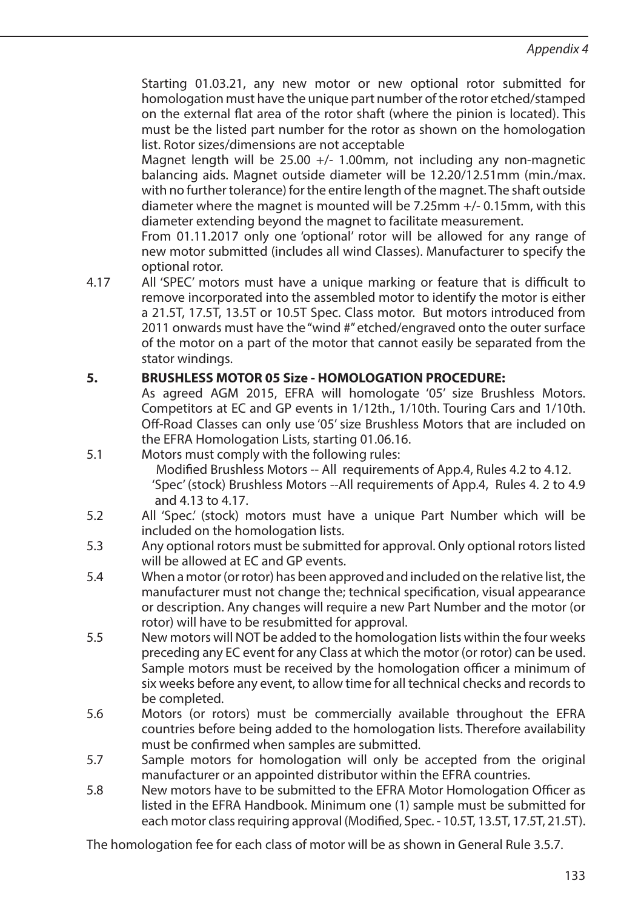Starting 01.03.21, any new motor or new optional rotor submitted for homologation must have the unique part number of the rotor etched/stamped on the external flat area of the rotor shaft (where the pinion is located). This must be the listed part number for the rotor as shown on the homologation list. Rotor sizes/dimensions are not acceptable

Magnet length will be 25.00 +/- 1.00mm, not including any non-magnetic balancing aids. Magnet outside diameter will be 12.20/12.51mm (min./max. with no further tolerance) for the entire length of the magnet. The shaft outside diameter where the magnet is mounted will be 7.25mm +/- 0.15mm, with this diameter extending beyond the magnet to facilitate measurement.

From 01.11.2017 only one 'optional' rotor will be allowed for any range of new motor submitted (includes all wind Classes). Manufacturer to specify the optional rotor.

4.17 All 'SPEC' motors must have a unique marking or feature that is difficult to remove incorporated into the assembled motor to identify the motor is either a 21.5T, 17.5T, 13.5T or 10.5T Spec. Class motor. But motors introduced from 2011 onwards must have the "wind #" etched/engraved onto the outer surface of the motor on a part of the motor that cannot easily be separated from the stator windings.

## 5. BRUSHLESS MOTOR 05 Size - HOMOLOGATION PROCEDURE:

As agreed AGM 2015, EFRA will homologate '05' size Brushless Motors. Competitors at EC and GP events in 1/12th., 1/10th. Touring Cars and 1/10th. Off-Road Classes can only use '05' size Brushless Motors that are included on the EFRA Homologation Lists, starting 01.06.16.

5.1 Motors must comply with the following rules:
Modified Brushless Motors -- All requirements of App.4, Rules 4.2 to 4.12.
'Spec' (stock) Brushless Motors --All requirements of App.4, Rules 4. 2 to 4.9 and 4.13 to 4.17.

5.2 All 'Spec.' (stock) motors must have a unique Part Number which will be included on the homologation lists.

5.3 Any optional rotors must be submitted for approval. Only optional rotors listed will be allowed at EC and GP events.

5.4 When a motor (or rotor) has been approved and included on the relative list, the manufacturer must not change the; technical specification, visual appearance or description. Any changes will require a new Part Number and the motor (or rotor) will have to be resubmitted for approval.

5.5 New motors will NOT be added to the homologation lists within the four weeks preceding any EC event for any Class at which the motor (or rotor) can be used. Sample motors must be received by the homologation officer a minimum of six weeks before any event, to allow time for all technical checks and records to be completed.

5.6 Motors (or rotors) must be commercially available throughout the EFRA countries before being added to the homologation lists. Therefore availability must be confirmed when samples are submitted.

5.7 Sample motors for homologation will only be accepted from the original manufacturer or an appointed distributor within the EFRA countries.

5.8 New motors have to be submitted to the EFRA Motor Homologation Officer as listed in the EFRA Handbook. Minimum one (1) sample must be submitted for each motor class requiring approval (Modified, Spec. - 10.5T, 13.5T, 17.5T, 21.5T).

The homologation fee for each class of motor will be as shown in General Rule 3.5.7.